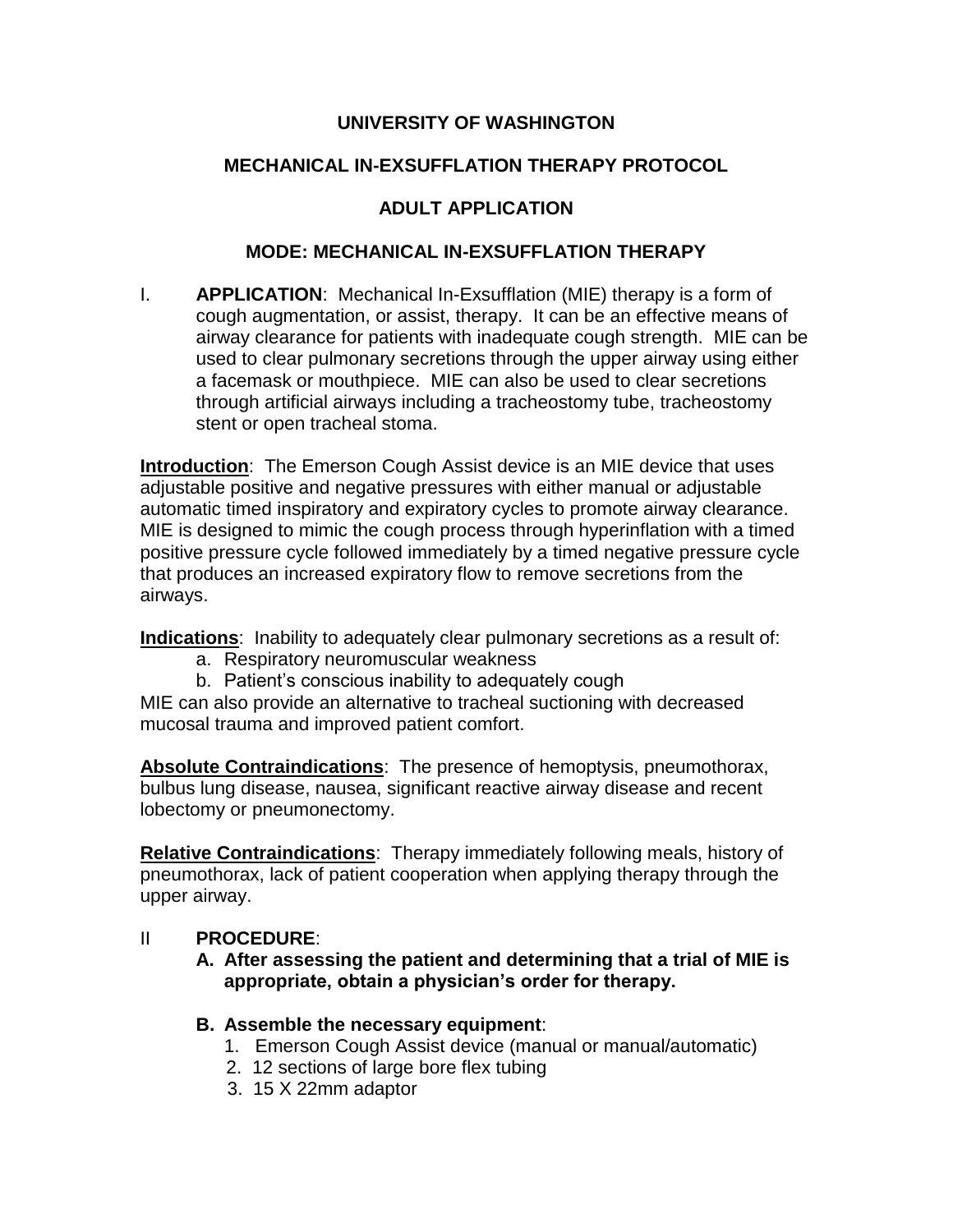# UNIVERSITY OF WASHINGTON

## MECHANICAL IN-EXSUFFLATION THERAPY PROTOCOL

## ADULT APPLICATION

## MODE: MECHANICAL IN-EXSUFFLATION THERAPY

I. **APPLICATION**: Mechanical In-Exsufflation (MIE) therapy is a form of cough augmentation, or assist, therapy. It can be an effective means of airway clearance for patients with inadequate cough strength. MIE can be used to clear pulmonary secretions through the upper airway using either a facemask or mouthpiece. MIE can also be used to clear secretions through artificial airways including a tracheostomy tube, tracheostomy stent or open tracheal stoma.

**Introduction**: The Emerson Cough Assist device is an MIE device that uses adjustable positive and negative pressures with either manual or adjustable automatic timed inspiratory and expiratory cycles to promote airway clearance. MIE is designed to mimic the cough process through hyperinflation with a timed positive pressure cycle followed immediately by a timed negative pressure cycle that produces an increased expiratory flow to remove secretions from the airways.

**Indications**: Inability to adequately clear pulmonary secretions as a result of:

a. Respiratory neuromuscular weakness
b. Patient's conscious inability to adequately cough

MIE can also provide an alternative to tracheal suctioning with decreased mucosal trauma and improved patient comfort.

**Absolute Contraindications**: The presence of hemoptysis, pneumothorax, bulbus lung disease, nausea, significant reactive airway disease and recent lobectomy or pneumonectomy.

**Relative Contraindications**: Therapy immediately following meals, history of pneumothorax, lack of patient cooperation when applying therapy through the upper airway.

II **PROCEDURE**:

**A. After assessing the patient and determining that a trial of MIE is appropriate, obtain a physician's order for therapy.**

**B. Assemble the necessary equipment**:

1. Emerson Cough Assist device (manual or manual/automatic)
2. 12 sections of large bore flex tubing
3. 15 X 22mm adaptor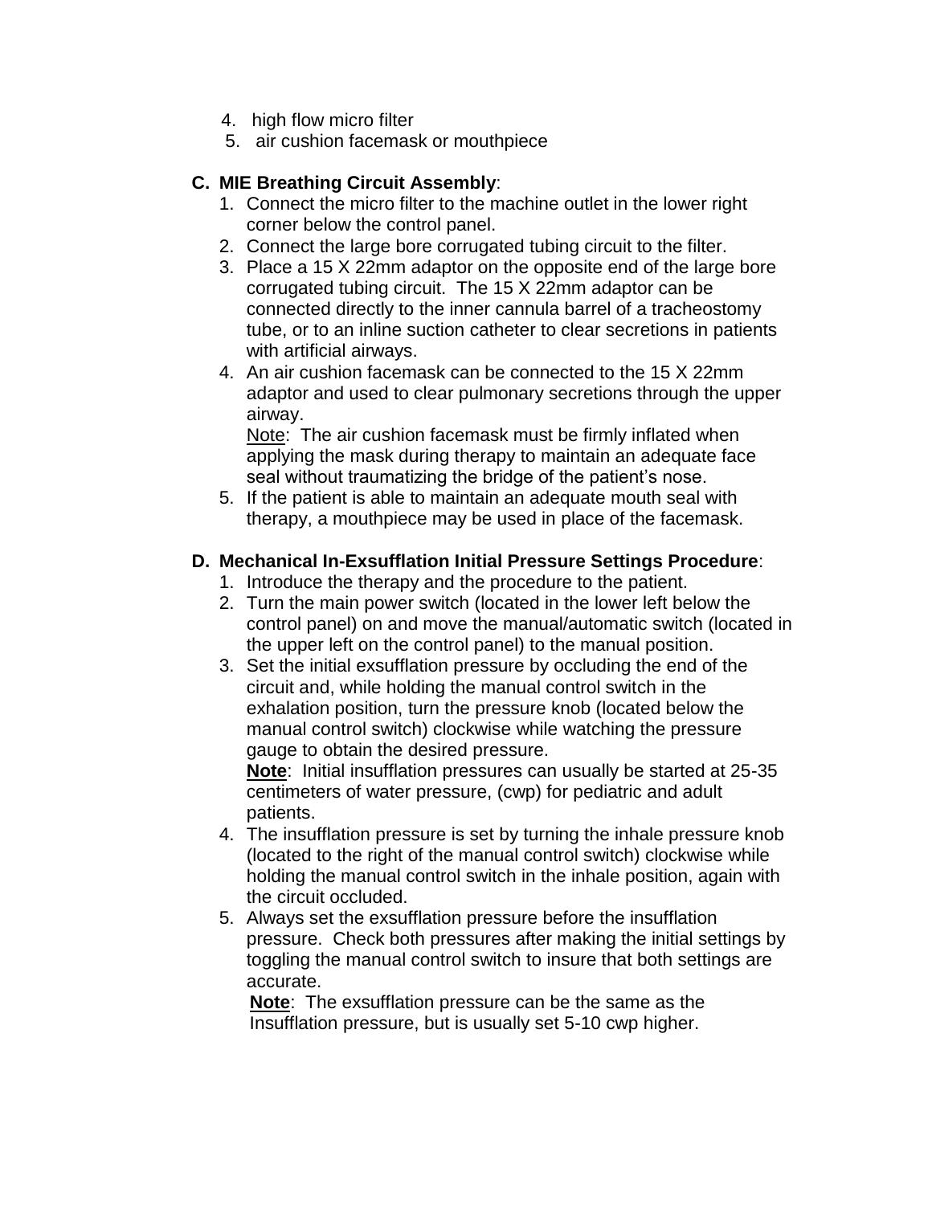4. high flow micro filter
5. air cushion facemask or mouthpiece

**C. MIE Breathing Circuit Assembly**:

1. Connect the micro filter to the machine outlet in the lower right corner below the control panel.
2. Connect the large bore corrugated tubing circuit to the filter.
3. Place a 15 X 22mm adaptor on the opposite end of the large bore corrugated tubing circuit. The 15 X 22mm adaptor can be connected directly to the inner cannula barrel of a tracheostomy tube, or to an inline suction catheter to clear secretions in patients with artificial airways.
4. An air cushion facemask can be connected to the 15 X 22mm adaptor and used to clear pulmonary secretions through the upper airway.
   Note: The air cushion facemask must be firmly inflated when applying the mask during therapy to maintain an adequate face seal without traumatizing the bridge of the patient's nose.
5. If the patient is able to maintain an adequate mouth seal with therapy, a mouthpiece may be used in place of the facemask.

**D. Mechanical In-Exsufflation Initial Pressure Settings Procedure**:

1. Introduce the therapy and the procedure to the patient.
2. Turn the main power switch (located in the lower left below the control panel) on and move the manual/automatic switch (located in the upper left on the control panel) to the manual position.
3. Set the initial exsufflation pressure by occluding the end of the circuit and, while holding the manual control switch in the exhalation position, turn the pressure knob (located below the manual control switch) clockwise while watching the pressure gauge to obtain the desired pressure.
   **Note**: Initial insufflation pressures can usually be started at 25-35 centimeters of water pressure, (cwp) for pediatric and adult patients.
4. The insufflation pressure is set by turning the inhale pressure knob (located to the right of the manual control switch) clockwise while holding the manual control switch in the inhale position, again with the circuit occluded.
5. Always set the exsufflation pressure before the insufflation pressure. Check both pressures after making the initial settings by toggling the manual control switch to insure that both settings are accurate.
   **Note**: The exsufflation pressure can be the same as the Insufflation pressure, but is usually set 5-10 cwp higher.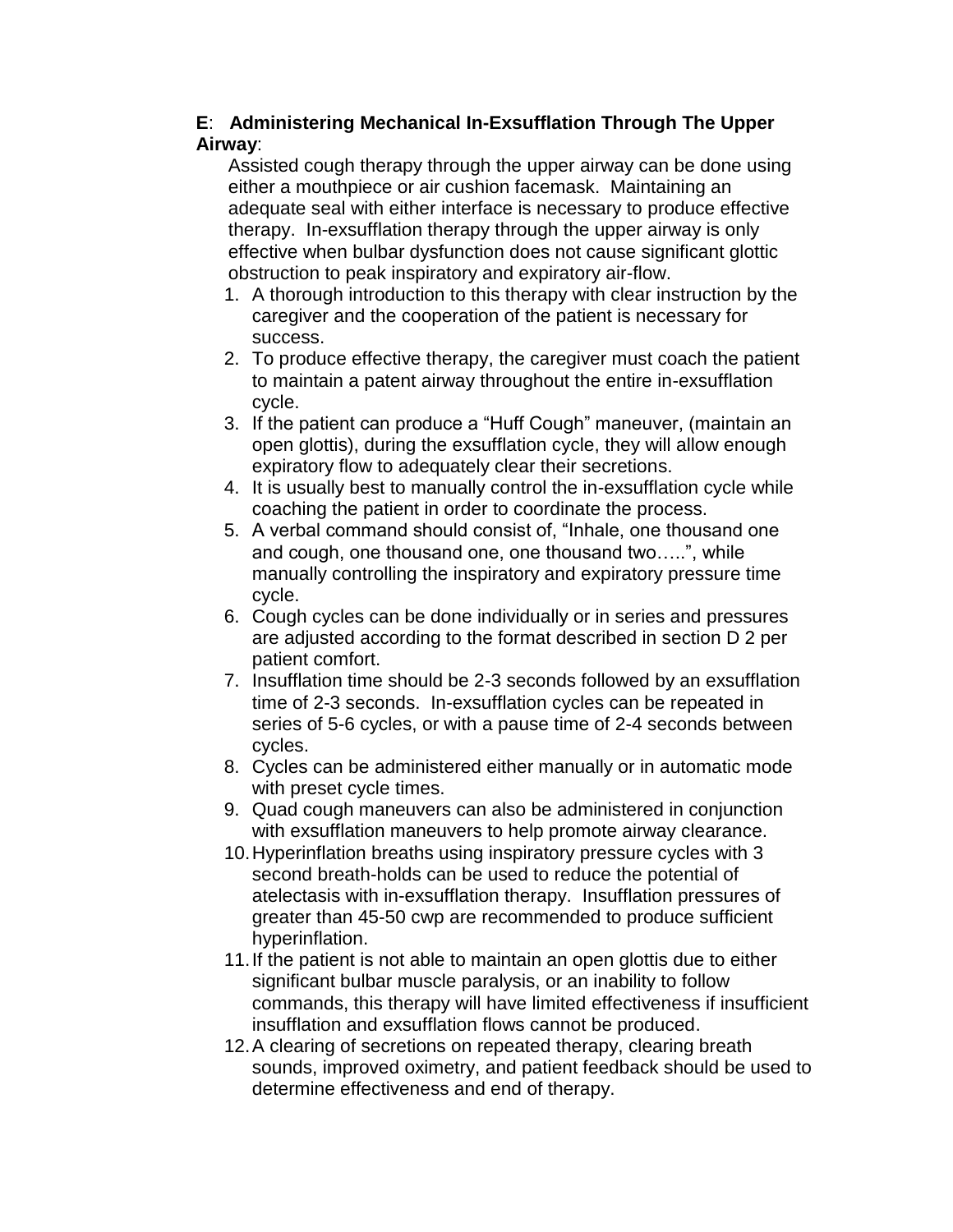**E**: **Administering Mechanical In-Exsufflation Through The Upper Airway**:

Assisted cough therapy through the upper airway can be done using either a mouthpiece or air cushion facemask. Maintaining an adequate seal with either interface is necessary to produce effective therapy. In-exsufflation therapy through the upper airway is only effective when bulbar dysfunction does not cause significant glottic obstruction to peak inspiratory and expiratory air-flow.

1. A thorough introduction to this therapy with clear instruction by the caregiver and the cooperation of the patient is necessary for success.
2. To produce effective therapy, the caregiver must coach the patient to maintain a patent airway throughout the entire in-exsufflation cycle.
3. If the patient can produce a "Huff Cough" maneuver, (maintain an open glottis), during the exsufflation cycle, they will allow enough expiratory flow to adequately clear their secretions.
4. It is usually best to manually control the in-exsufflation cycle while coaching the patient in order to coordinate the process.
5. A verbal command should consist of, "Inhale, one thousand one and cough, one thousand one, one thousand two…..", while manually controlling the inspiratory and expiratory pressure time cycle.
6. Cough cycles can be done individually or in series and pressures are adjusted according to the format described in section D 2 per patient comfort.
7. Insufflation time should be 2-3 seconds followed by an exsufflation time of 2-3 seconds. In-exsufflation cycles can be repeated in series of 5-6 cycles, or with a pause time of 2-4 seconds between cycles.
8. Cycles can be administered either manually or in automatic mode with preset cycle times.
9. Quad cough maneuvers can also be administered in conjunction with exsufflation maneuvers to help promote airway clearance.
10. Hyperinflation breaths using inspiratory pressure cycles with 3 second breath-holds can be used to reduce the potential of atelectasis with in-exsufflation therapy. Insufflation pressures of greater than 45-50 cwp are recommended to produce sufficient hyperinflation.
11. If the patient is not able to maintain an open glottis due to either significant bulbar muscle paralysis, or an inability to follow commands, this therapy will have limited effectiveness if insufficient insufflation and exsufflation flows cannot be produced.
12. A clearing of secretions on repeated therapy, clearing breath sounds, improved oximetry, and patient feedback should be used to determine effectiveness and end of therapy.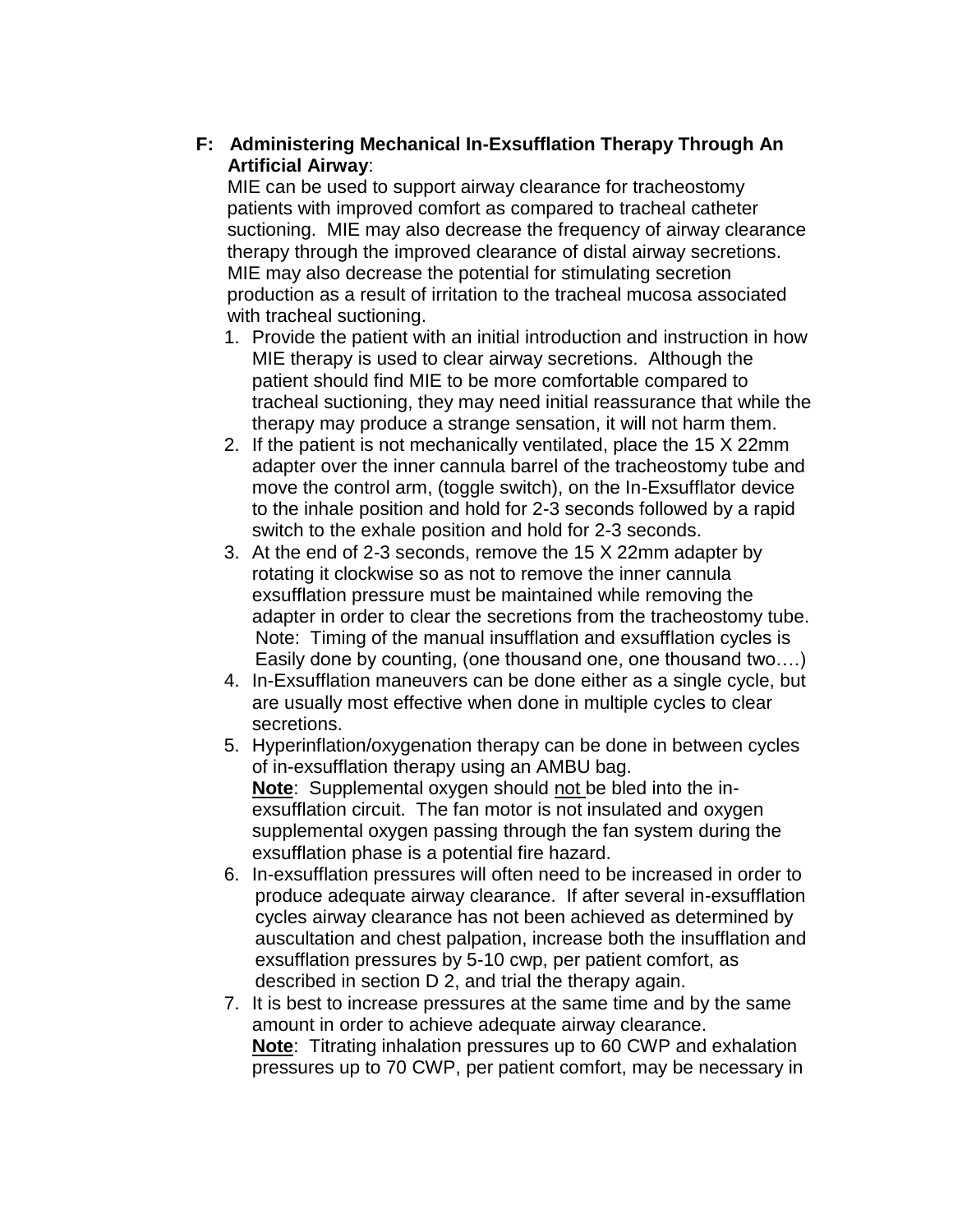**F: Administering Mechanical In-Exsufflation Therapy Through An Artificial Airway**:

MIE can be used to support airway clearance for tracheostomy patients with improved comfort as compared to tracheal catheter suctioning. MIE may also decrease the frequency of airway clearance therapy through the improved clearance of distal airway secretions. MIE may also decrease the potential for stimulating secretion production as a result of irritation to the tracheal mucosa associated with tracheal suctioning.

1. Provide the patient with an initial introduction and instruction in how MIE therapy is used to clear airway secretions. Although the patient should find MIE to be more comfortable compared to tracheal suctioning, they may need initial reassurance that while the therapy may produce a strange sensation, it will not harm them.
2. If the patient is not mechanically ventilated, place the 15 X 22mm adapter over the inner cannula barrel of the tracheostomy tube and move the control arm, (toggle switch), on the In-Exsufflator device to the inhale position and hold for 2-3 seconds followed by a rapid switch to the exhale position and hold for 2-3 seconds.
3. At the end of 2-3 seconds, remove the 15 X 22mm adapter by rotating it clockwise so as not to remove the inner cannula exsufflation pressure must be maintained while removing the adapter in order to clear the secretions from the tracheostomy tube.
   Note: Timing of the manual insufflation and exsufflation cycles is Easily done by counting, (one thousand one, one thousand two….)
4. In-Exsufflation maneuvers can be done either as a single cycle, but are usually most effective when done in multiple cycles to clear secretions.
5. Hyperinflation/oxygenation therapy can be done in between cycles of in-exsufflation therapy using an AMBU bag.
   **Note**: Supplemental oxygen should <u>not</u> be bled into the in-exsufflation circuit. The fan motor is not insulated and oxygen supplemental oxygen passing through the fan system during the exsufflation phase is a potential fire hazard.
6. In-exsufflation pressures will often need to be increased in order to produce adequate airway clearance. If after several in-exsufflation cycles airway clearance has not been achieved as determined by auscultation and chest palpation, increase both the insufflation and exsufflation pressures by 5-10 cwp, per patient comfort, as described in section D 2, and trial the therapy again.
7. It is best to increase pressures at the same time and by the same amount in order to achieve adequate airway clearance.
   **Note**: Titrating inhalation pressures up to 60 CWP and exhalation pressures up to 70 CWP, per patient comfort, may be necessary in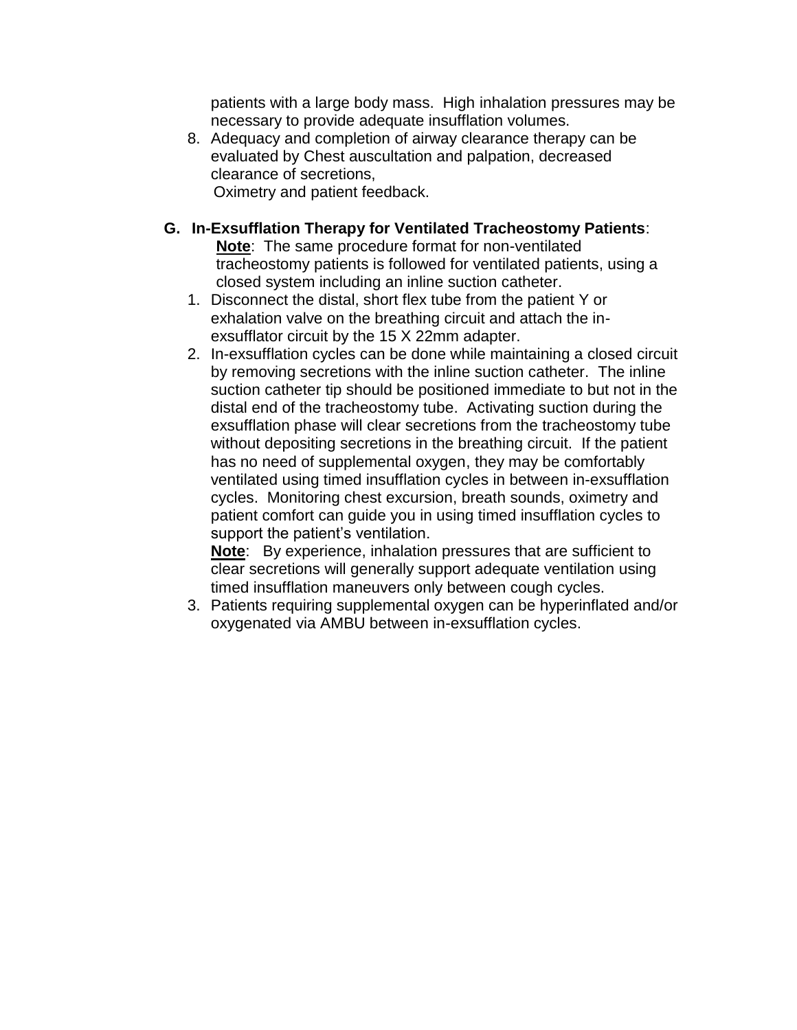patients with a large body mass. High inhalation pressures may be necessary to provide adequate insufflation volumes.

8. Adequacy and completion of airway clearance therapy can be evaluated by Chest auscultation and palpation, decreased clearance of secretions,
   Oximetry and patient feedback.

**G. In-Exsufflation Therapy for Ventilated Tracheostomy Patients**:

**Note**: The same procedure format for non-ventilated tracheostomy patients is followed for ventilated patients, using a closed system including an inline suction catheter.

1. Disconnect the distal, short flex tube from the patient Y or exhalation valve on the breathing circuit and attach the in-exsufflator circuit by the 15 X 22mm adapter.
2. In-exsufflation cycles can be done while maintaining a closed circuit by removing secretions with the inline suction catheter. The inline suction catheter tip should be positioned immediate to but not in the distal end of the tracheostomy tube. Activating suction during the exsufflation phase will clear secretions from the tracheostomy tube without depositing secretions in the breathing circuit. If the patient has no need of supplemental oxygen, they may be comfortably ventilated using timed insufflation cycles in between in-exsufflation cycles. Monitoring chest excursion, breath sounds, oximetry and patient comfort can guide you in using timed insufflation cycles to support the patient's ventilation.

   **Note**: By experience, inhalation pressures that are sufficient to clear secretions will generally support adequate ventilation using timed insufflation maneuvers only between cough cycles.
3. Patients requiring supplemental oxygen can be hyperinflated and/or oxygenated via AMBU between in-exsufflation cycles.